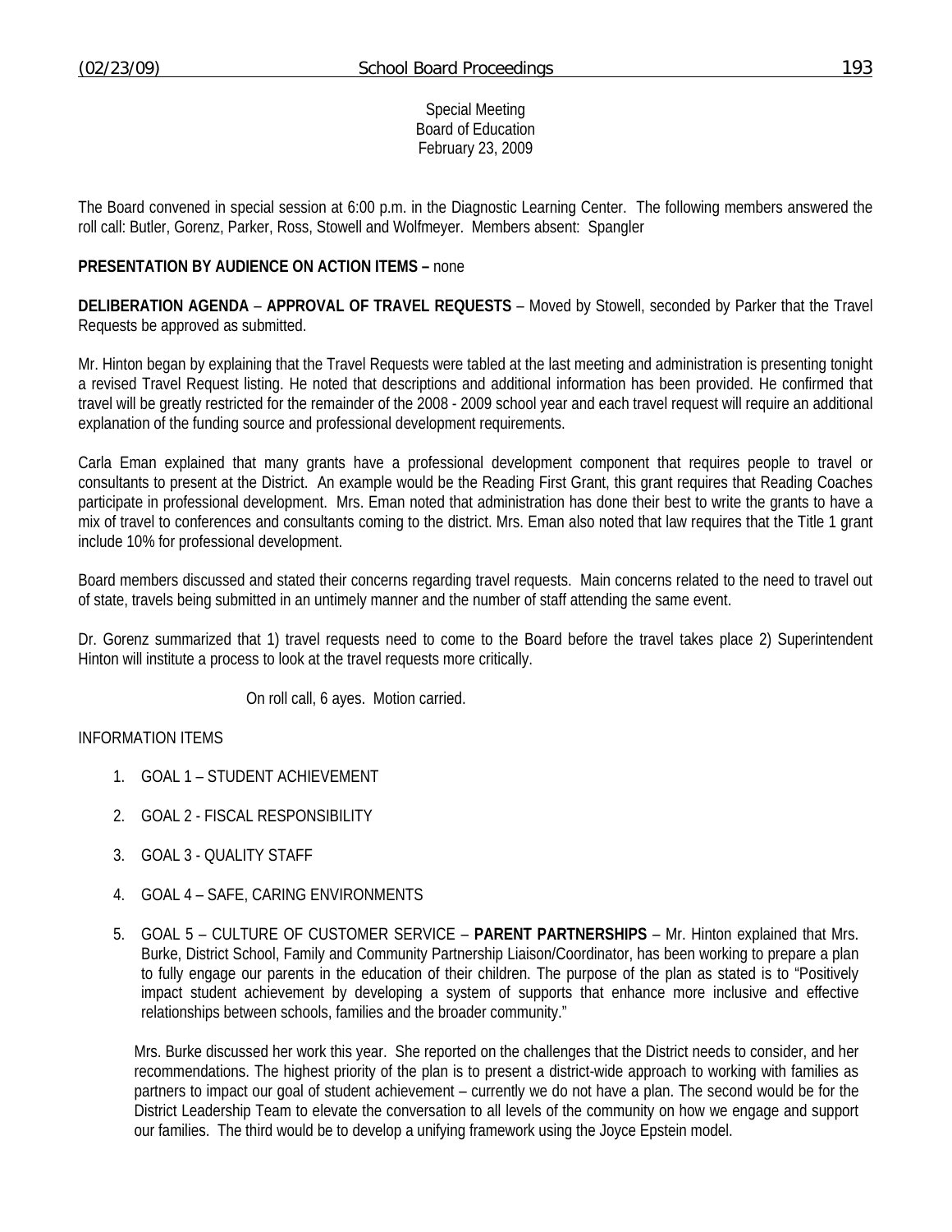Special Meeting
Board of Education
February 23, 2009

The Board convened in special session at 6:00 p.m. in the Diagnostic Learning Center. The following members answered the roll call: Butler, Gorenz, Parker, Ross, Stowell and Wolfmeyer. Members absent: Spangler

**PRESENTATION BY AUDIENCE ON ACTION ITEMS –** none

**DELIBERATION AGENDA** – **APPROVAL OF TRAVEL REQUESTS** – Moved by Stowell, seconded by Parker that the Travel Requests be approved as submitted.

Mr. Hinton began by explaining that the Travel Requests were tabled at the last meeting and administration is presenting tonight a revised Travel Request listing. He noted that descriptions and additional information has been provided. He confirmed that travel will be greatly restricted for the remainder of the 2008 - 2009 school year and each travel request will require an additional explanation of the funding source and professional development requirements.

Carla Eman explained that many grants have a professional development component that requires people to travel or consultants to present at the District. An example would be the Reading First Grant, this grant requires that Reading Coaches participate in professional development. Mrs. Eman noted that administration has done their best to write the grants to have a mix of travel to conferences and consultants coming to the district. Mrs. Eman also noted that law requires that the Title 1 grant include 10% for professional development.

Board members discussed and stated their concerns regarding travel requests. Main concerns related to the need to travel out of state, travels being submitted in an untimely manner and the number of staff attending the same event.

Dr. Gorenz summarized that 1) travel requests need to come to the Board before the travel takes place 2) Superintendent Hinton will institute a process to look at the travel requests more critically.

On roll call, 6 ayes. Motion carried.

INFORMATION ITEMS

1. GOAL 1 – STUDENT ACHIEVEMENT
2. GOAL 2 - FISCAL RESPONSIBILITY
3. GOAL 3 - QUALITY STAFF
4. GOAL 4 – SAFE, CARING ENVIRONMENTS
5. GOAL 5 – CULTURE OF CUSTOMER SERVICE – **PARENT PARTNERSHIPS** – Mr. Hinton explained that Mrs. Burke, District School, Family and Community Partnership Liaison/Coordinator, has been working to prepare a plan to fully engage our parents in the education of their children. The purpose of the plan as stated is to "Positively impact student achievement by developing a system of supports that enhance more inclusive and effective relationships between schools, families and the broader community."

   Mrs. Burke discussed her work this year. She reported on the challenges that the District needs to consider, and her recommendations. The highest priority of the plan is to present a district-wide approach to working with families as partners to impact our goal of student achievement – currently we do not have a plan. The second would be for the District Leadership Team to elevate the conversation to all levels of the community on how we engage and support our families. The third would be to develop a unifying framework using the Joyce Epstein model.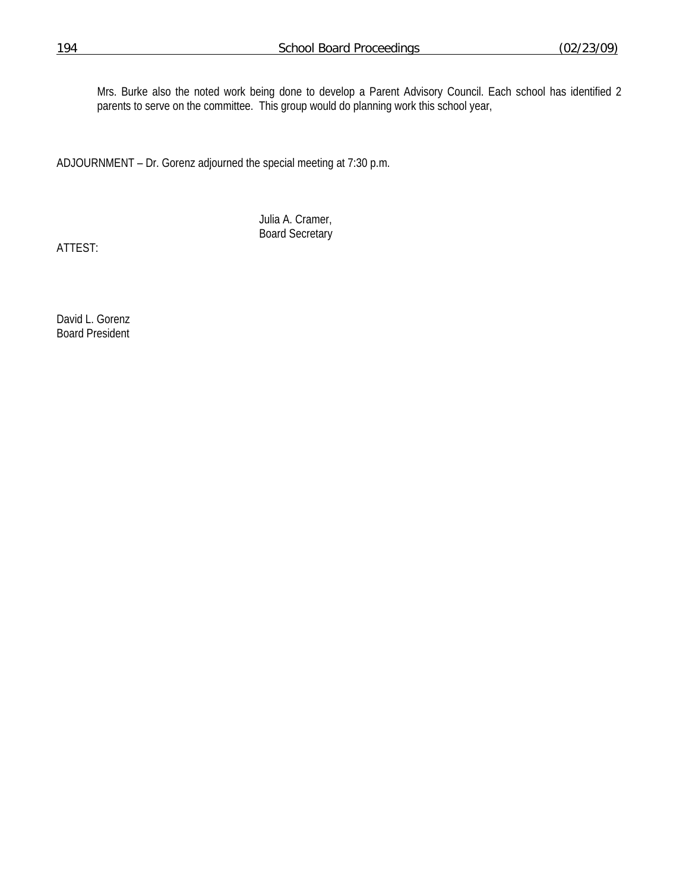Mrs. Burke also the noted work being done to develop a Parent Advisory Council. Each school has identified 2 parents to serve on the committee. This group would do planning work this school year,

ADJOURNMENT – Dr. Gorenz adjourned the special meeting at 7:30 p.m.

Julia A. Cramer,
Board Secretary

ATTEST:

David L. Gorenz
Board President